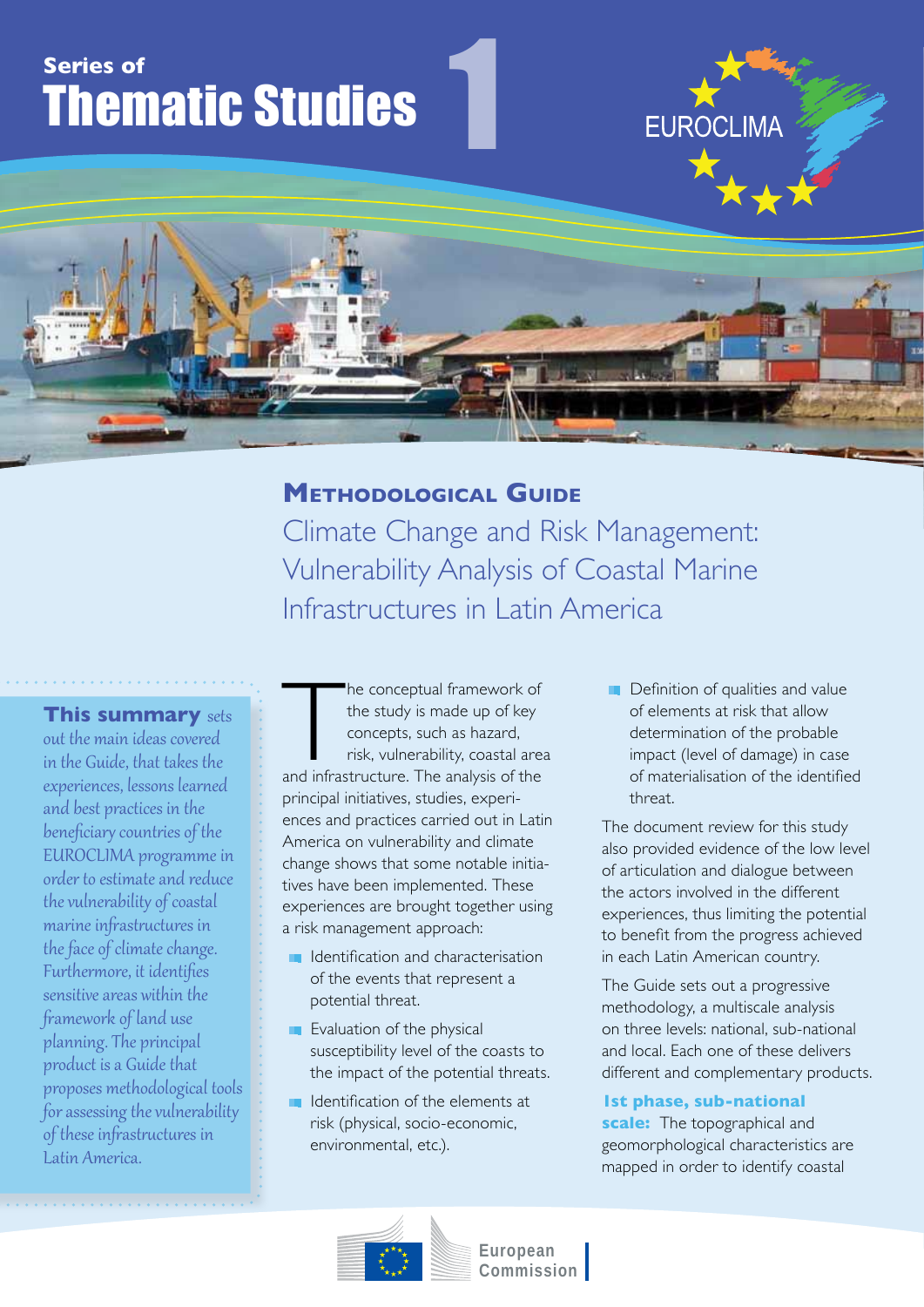Series of

# Thematic Studies 1

EUROCLIMA

## Methodological Guide

## Climate Change and Risk Management: Vulnerability Analysis of Coastal Marine Infrastructures in Latin America

*This summary sets out the main ideas covered in the Guide, that takes the experiences, lessons learned and best practices in the beneficiary countries of the EUROCLIMA programme in order to estimate and reduce the vulnerability of coastal marine infrastructures in the face of climate change. Furthermore, it identifies sensitive areas within the framework of land use planning. The principal product is a Guide that proposes methodological tools for assessing the vulnerability of these infrastructures in Latin America.*

The conceptual framework of the study is made up of key concepts, such as hazard, risk, vulnerability, coastal area and infrastructure. The analysis of the principal initiatives, studies, experiences and practices carried out in Latin America on vulnerability and climate change shows that some notable initiatives have been implemented. These experiences are brought together using a risk management approach:

- Identification and characterisation of the events that represent a potential threat.
- Evaluation of the physical susceptibility level of the coasts to the impact of the potential threats.
- Identification of the elements at risk (physical, socio-economic, environmental, etc.).
- Definition of qualities and value of elements at risk that allow determination of the probable impact (level of damage) in case of materialisation of the identified threat.

The document review for this study also provided evidence of the low level of articulation and dialogue between the actors involved in the different experiences, thus limiting the potential to benefit from the progress achieved in each Latin American country.

The Guide sets out a progressive methodology, a multiscale analysis on three levels: national, sub-national and local. Each one of these delivers different and complementary products.

**Ist phase, sub-national scale:** The topographical and geomorphological characteristics are mapped in order to identify coastal

European Commission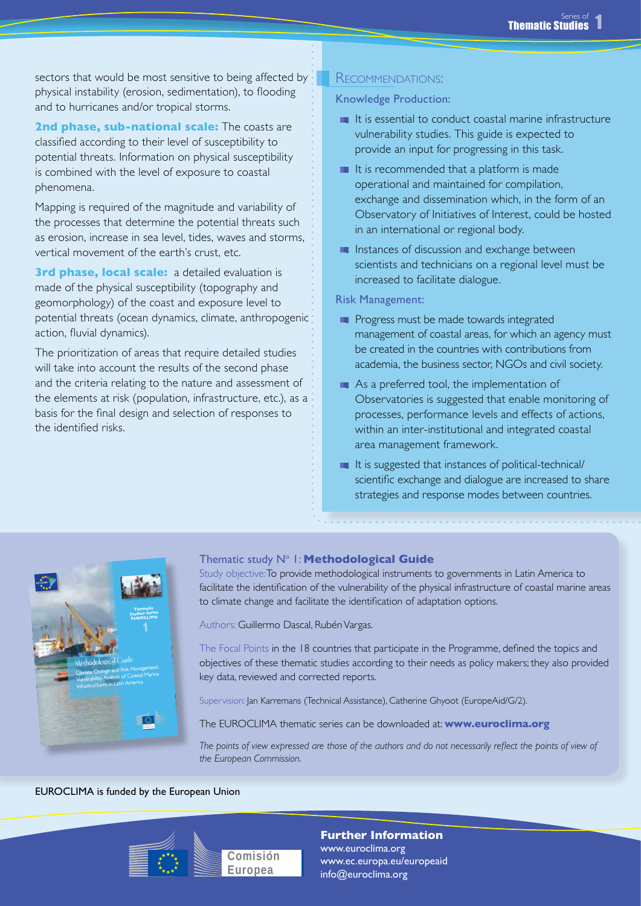sectors that would be most sensitive to being affected by physical instability (erosion, sedimentation), to flooding and to hurricanes and/or tropical storms.

**2nd phase, sub-national scale:** The coasts are classified according to their level of susceptibility to potential threats. Information on physical susceptibility is combined with the level of exposure to coastal phenomena.

Mapping is required of the magnitude and variability of the processes that determine the potential threats such as erosion, increase in sea level, tides, waves and storms, vertical movement of the earth's crust, etc.

**3rd phase, local scale:** a detailed evaluation is made of the physical susceptibility (topography and geomorphology) of the coast and exposure level to potential threats (ocean dynamics, climate, anthropogenic action, fluvial dynamics).

The prioritization of areas that require detailed studies will take into account the results of the second phase and the criteria relating to the nature and assessment of the elements at risk (population, infrastructure, etc.), as a basis for the final design and selection of responses to the identified risks.

## Recommendations:

### Knowledge Production:

- It is essential to conduct coastal marine infrastructure vulnerability studies. This guide is expected to provide an input for progressing in this task.
- It is recommended that a platform is made operational and maintained for compilation, exchange and dissemination which, in the form of an Observatory of Initiatives of Interest, could be hosted in an international or regional body.
- Instances of discussion and exchange between scientists and technicians on a regional level must be increased to facilitate dialogue.

### Risk Management:

- Progress must be made towards integrated management of coastal areas, for which an agency must be created in the countries with contributions from academia, the business sector, NGOs and civil society.
- As a preferred tool, the implementation of Observatories is suggested that enable monitoring of processes, performance levels and effects of actions, within an inter-institutional and integrated coastal area management framework.
- It is suggested that instances of political-technical/ scientific exchange and dialogue are increased to share strategies and response modes between countries.

### Thematic study N° 1: **Methodological Guide**

Study objective: To provide methodological instruments to governments in Latin America to facilitate the identification of the vulnerability of the physical infrastructure of coastal marine areas to climate change and facilitate the identification of adaptation options.

Authors: Guillermo Dascal, Rubén Vargas.

The Focal Points in the 18 countries that participate in the Programme, defined the topics and objectives of these thematic studies according to their needs as policy makers; they also provided key data, reviewed and corrected reports.

Supervision: Jan Karremans (Technical Assistance), Catherine Ghyoot (EuropeAid/G/2).

The EUROCLIMA thematic series can be downloaded at: **www.euroclima.org**

*The points of view expressed are those of the authors and do not necessarily reflect the points of view of the European Commission.*

EUROCLIMA is funded by the European Union

Comisión Europea

**Further Information**

www.euroclima.org
www.ec.europa.eu/europeaid
info@euroclima.org